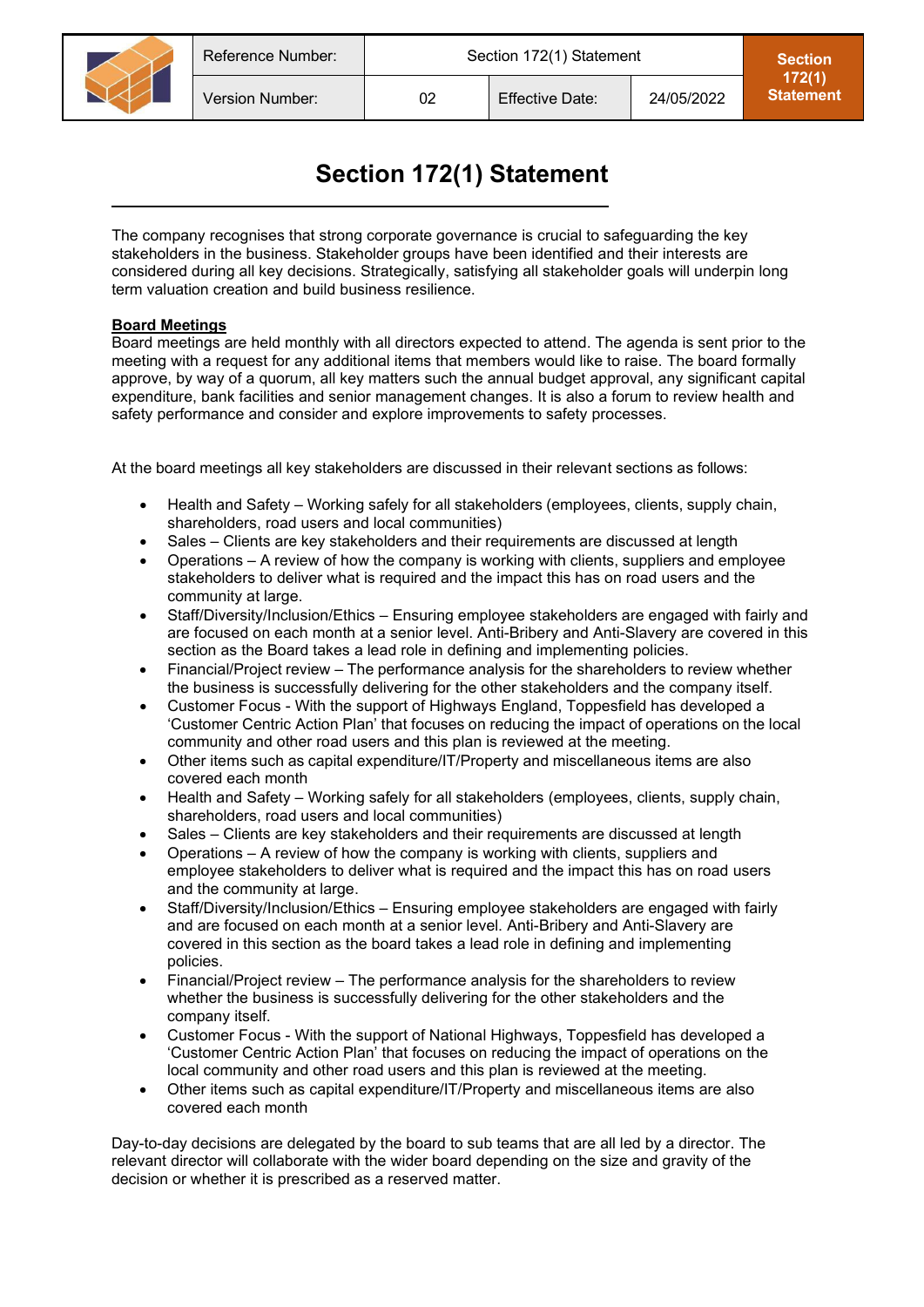| | Reference Number: | Section 172(1) Statement | | | Section 172(1) Statement |
|---|---|---|---|---|---|
| | Version Number: | 02 | Effective Date: | 24/05/2022 | |

# Section 172(1) Statement

The company recognises that strong corporate governance is crucial to safeguarding the key stakeholders in the business. Stakeholder groups have been identified and their interests are considered during all key decisions. Strategically, satisfying all stakeholder goals will underpin long term valuation creation and build business resilience.

**Board Meetings**

Board meetings are held monthly with all directors expected to attend. The agenda is sent prior to the meeting with a request for any additional items that members would like to raise. The board formally approve, by way of a quorum, all key matters such the annual budget approval, any significant capital expenditure, bank facilities and senior management changes. It is also a forum to review health and safety performance and consider and explore improvements to safety processes.

At the board meetings all key stakeholders are discussed in their relevant sections as follows:

- Health and Safety – Working safely for all stakeholders (employees, clients, supply chain, shareholders, road users and local communities)
- Sales – Clients are key stakeholders and their requirements are discussed at length
- Operations – A review of how the company is working with clients, suppliers and employee stakeholders to deliver what is required and the impact this has on road users and the community at large.
- Staff/Diversity/Inclusion/Ethics – Ensuring employee stakeholders are engaged with fairly and are focused on each month at a senior level. Anti-Bribery and Anti-Slavery are covered in this section as the Board takes a lead role in defining and implementing policies.
- Financial/Project review – The performance analysis for the shareholders to review whether the business is successfully delivering for the other stakeholders and the company itself.
- Customer Focus - With the support of Highways England, Toppesfield has developed a 'Customer Centric Action Plan' that focuses on reducing the impact of operations on the local community and other road users and this plan is reviewed at the meeting.
- Other items such as capital expenditure/IT/Property and miscellaneous items are also covered each month
- Health and Safety – Working safely for all stakeholders (employees, clients, supply chain, shareholders, road users and local communities)
- Sales – Clients are key stakeholders and their requirements are discussed at length
- Operations – A review of how the company is working with clients, suppliers and employee stakeholders to deliver what is required and the impact this has on road users and the community at large.
- Staff/Diversity/Inclusion/Ethics – Ensuring employee stakeholders are engaged with fairly and are focused on each month at a senior level. Anti-Bribery and Anti-Slavery are covered in this section as the board takes a lead role in defining and implementing policies.
- Financial/Project review – The performance analysis for the shareholders to review whether the business is successfully delivering for the other stakeholders and the company itself.
- Customer Focus - With the support of National Highways, Toppesfield has developed a 'Customer Centric Action Plan' that focuses on reducing the impact of operations on the local community and other road users and this plan is reviewed at the meeting.
- Other items such as capital expenditure/IT/Property and miscellaneous items are also covered each month

Day-to-day decisions are delegated by the board to sub teams that are all led by a director. The relevant director will collaborate with the wider board depending on the size and gravity of the decision or whether it is prescribed as a reserved matter.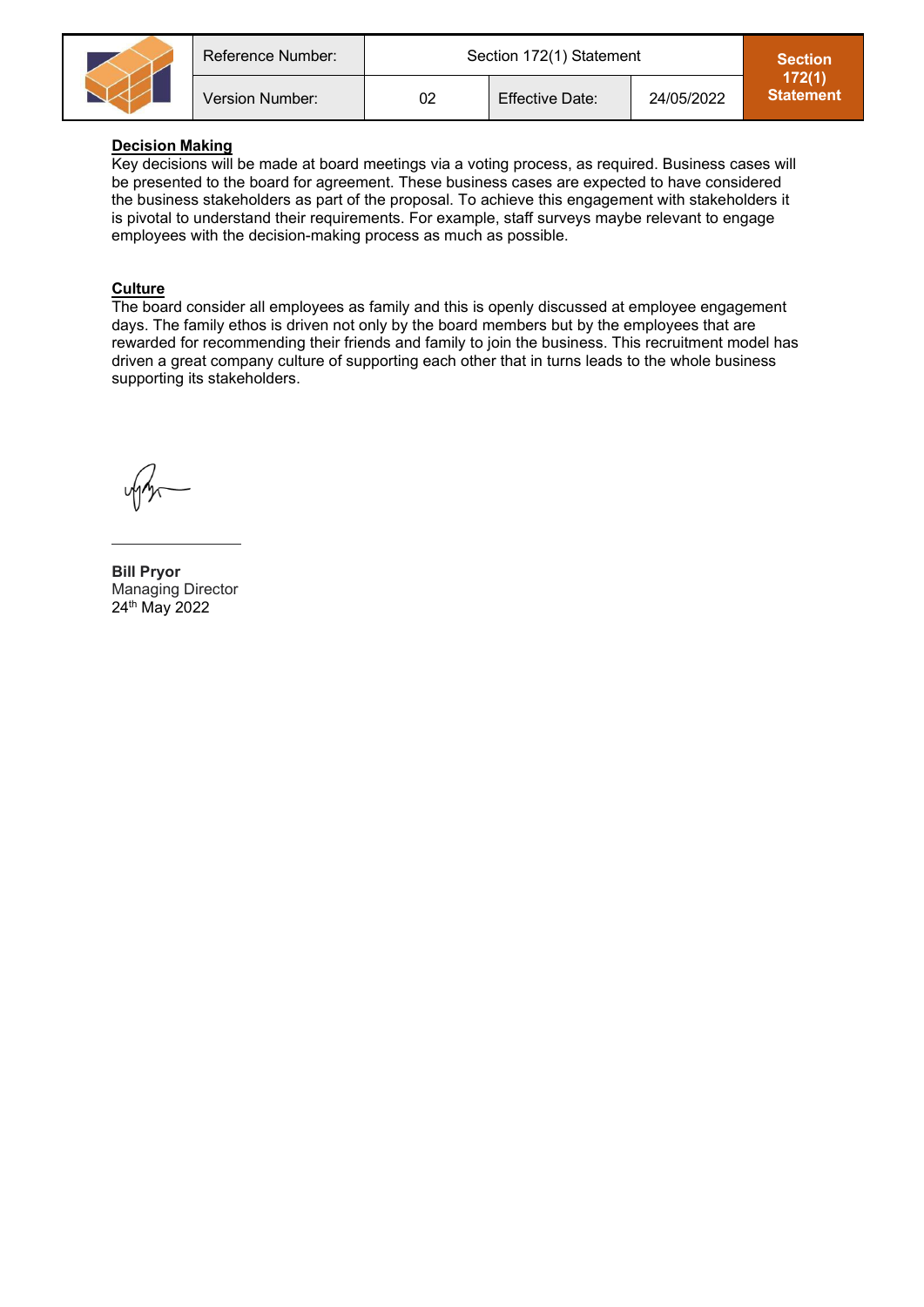**Decision Making**
Key decisions will be made at board meetings via a voting process, as required. Business cases will be presented to the board for agreement. These business cases are expected to have considered the business stakeholders as part of the proposal. To achieve this engagement with stakeholders it is pivotal to understand their requirements. For example, staff surveys maybe relevant to engage employees with the decision-making process as much as possible.

**Culture**
The board consider all employees as family and this is openly discussed at employee engagement days. The family ethos is driven not only by the board members but by the employees that are rewarded for recommending their friends and family to join the business. This recruitment model has driven a great company culture of supporting each other that in turns leads to the whole business supporting its stakeholders.

**Bill Pryor**
Managing Director
24th May 2022